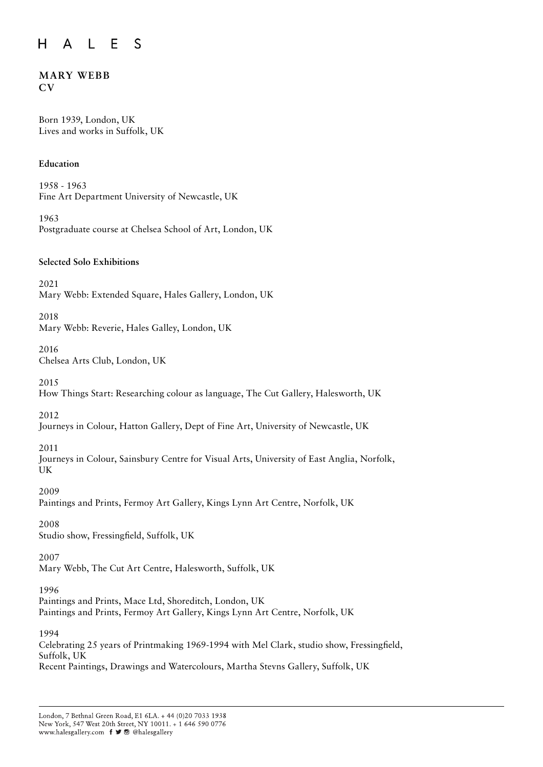# HALES

## MARY WEBB
## CV

Born 1939, London, UK
Lives and works in Suffolk, UK

### Education

1958 - 1963
Fine Art Department University of Newcastle, UK

1963
Postgraduate course at Chelsea School of Art, London, UK

### Selected Solo Exhibitions

2021
Mary Webb: Extended Square, Hales Gallery, London, UK

2018
Mary Webb: Reverie, Hales Galley, London, UK

2016
Chelsea Arts Club, London, UK

2015
How Things Start: Researching colour as language, The Cut Gallery, Halesworth, UK

2012
Journeys in Colour, Hatton Gallery, Dept of Fine Art, University of Newcastle, UK

2011
Journeys in Colour, Sainsbury Centre for Visual Arts, University of East Anglia, Norfolk, UK

2009
Paintings and Prints, Fermoy Art Gallery, Kings Lynn Art Centre, Norfolk, UK

2008
Studio show, Fressingfield, Suffolk, UK

2007
Mary Webb, The Cut Art Centre, Halesworth, Suffolk, UK

1996
Paintings and Prints, Mace Ltd, Shoreditch, London, UK
Paintings and Prints, Fermoy Art Gallery, Kings Lynn Art Centre, Norfolk, UK

1994
Celebrating 25 years of Printmaking 1969-1994 with Mel Clark, studio show, Fressingfield, Suffolk, UK
Recent Paintings, Drawings and Watercolours, Martha Stevns Gallery, Suffolk, UK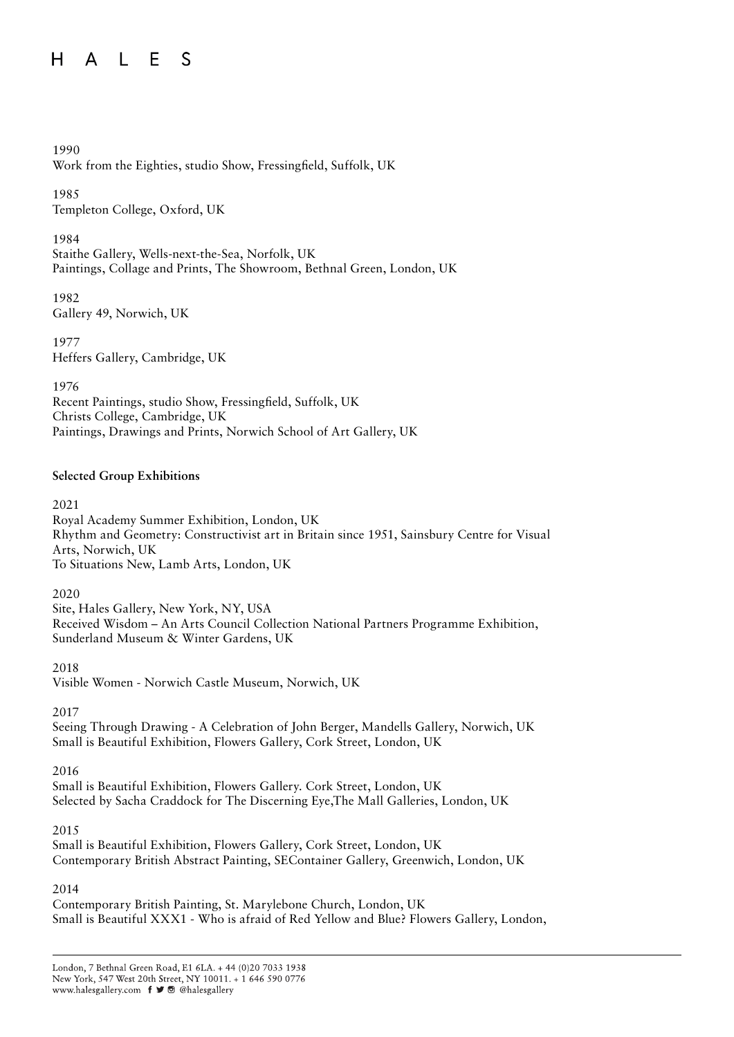1990
Work from the Eighties, studio Show, Fressingfield, Suffolk, UK

1985
Templeton College, Oxford, UK

1984
Staithe Gallery, Wells-next-the-Sea, Norfolk, UK
Paintings, Collage and Prints, The Showroom, Bethnal Green, London, UK

1982
Gallery 49, Norwich, UK

1977
Heffers Gallery, Cambridge, UK

1976
Recent Paintings, studio Show, Fressingfield, Suffolk, UK
Christs College, Cambridge, UK
Paintings, Drawings and Prints, Norwich School of Art Gallery, UK

**Selected Group Exhibitions**

2021
Royal Academy Summer Exhibition, London, UK
Rhythm and Geometry: Constructivist art in Britain since 1951, Sainsbury Centre for Visual Arts, Norwich, UK
To Situations New, Lamb Arts, London, UK

2020
Site, Hales Gallery, New York, NY, USA
Received Wisdom – An Arts Council Collection National Partners Programme Exhibition, Sunderland Museum & Winter Gardens, UK

2018
Visible Women - Norwich Castle Museum, Norwich, UK

2017
Seeing Through Drawing - A Celebration of John Berger, Mandells Gallery, Norwich, UK
Small is Beautiful Exhibition, Flowers Gallery, Cork Street, London, UK

2016
Small is Beautiful Exhibition, Flowers Gallery. Cork Street, London, UK
Selected by Sacha Craddock for The Discerning Eye,The Mall Galleries, London, UK

2015
Small is Beautiful Exhibition, Flowers Gallery, Cork Street, London, UK
Contemporary British Abstract Painting, SEContainer Gallery, Greenwich, London, UK

2014
Contemporary British Painting, St. Marylebone Church, London, UK
Small is Beautiful XXX1 - Who is afraid of Red Yellow and Blue? Flowers Gallery, London,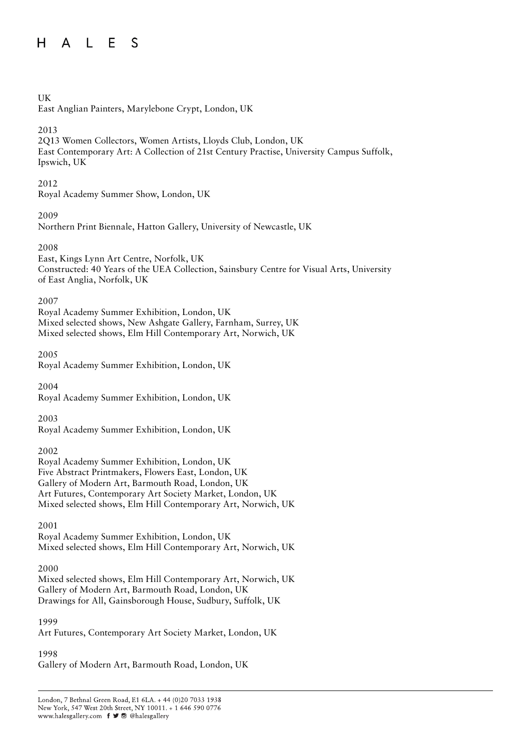UK
East Anglian Painters, Marylebone Crypt, London, UK

2013
2Q13 Women Collectors, Women Artists, Lloyds Club, London, UK
East Contemporary Art: A Collection of 21st Century Practise, University Campus Suffolk, Ipswich, UK

2012
Royal Academy Summer Show, London, UK

2009
Northern Print Biennale, Hatton Gallery, University of Newcastle, UK

2008
East, Kings Lynn Art Centre, Norfolk, UK
Constructed: 40 Years of the UEA Collection, Sainsbury Centre for Visual Arts, University of East Anglia, Norfolk, UK

2007
Royal Academy Summer Exhibition, London, UK
Mixed selected shows, New Ashgate Gallery, Farnham, Surrey, UK
Mixed selected shows, Elm Hill Contemporary Art, Norwich, UK

2005
Royal Academy Summer Exhibition, London, UK

2004
Royal Academy Summer Exhibition, London, UK

2003
Royal Academy Summer Exhibition, London, UK

2002
Royal Academy Summer Exhibition, London, UK
Five Abstract Printmakers, Flowers East, London, UK
Gallery of Modern Art, Barmouth Road, London, UK
Art Futures, Contemporary Art Society Market, London, UK
Mixed selected shows, Elm Hill Contemporary Art, Norwich, UK

2001
Royal Academy Summer Exhibition, London, UK
Mixed selected shows, Elm Hill Contemporary Art, Norwich, UK

2000
Mixed selected shows, Elm Hill Contemporary Art, Norwich, UK
Gallery of Modern Art, Barmouth Road, London, UK
Drawings for All, Gainsborough House, Sudbury, Suffolk, UK

1999
Art Futures, Contemporary Art Society Market, London, UK

1998
Gallery of Modern Art, Barmouth Road, London, UK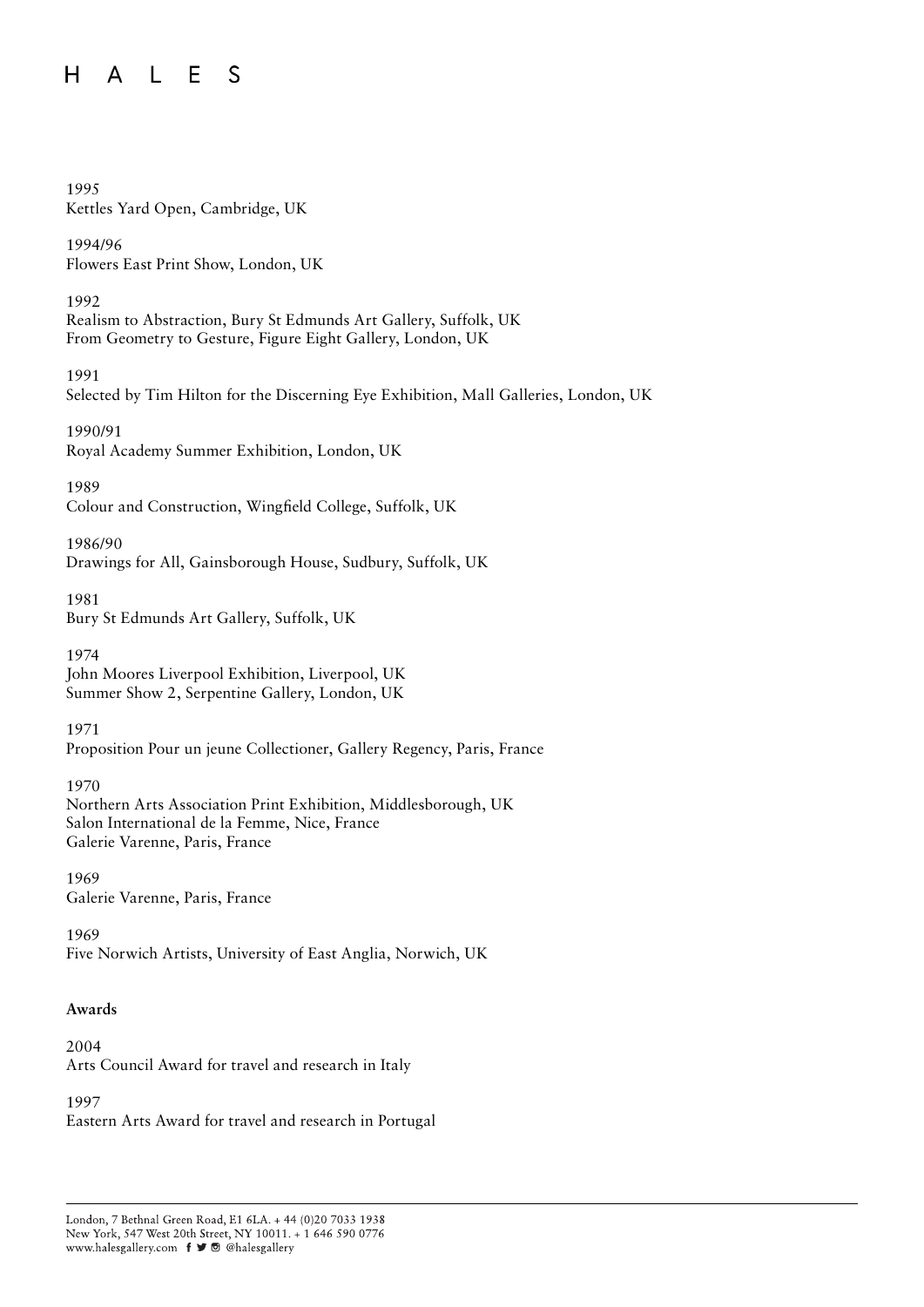1995
Kettles Yard Open, Cambridge, UK

1994/96
Flowers East Print Show, London, UK

1992
Realism to Abstraction, Bury St Edmunds Art Gallery, Suffolk, UK
From Geometry to Gesture, Figure Eight Gallery, London, UK

1991
Selected by Tim Hilton for the Discerning Eye Exhibition, Mall Galleries, London, UK

1990/91
Royal Academy Summer Exhibition, London, UK

1989
Colour and Construction, Wingfield College, Suffolk, UK

1986/90
Drawings for All, Gainsborough House, Sudbury, Suffolk, UK

1981
Bury St Edmunds Art Gallery, Suffolk, UK

1974
John Moores Liverpool Exhibition, Liverpool, UK
Summer Show 2, Serpentine Gallery, London, UK

1971
Proposition Pour un jeune Collectioner, Gallery Regency, Paris, France

1970
Northern Arts Association Print Exhibition, Middlesborough, UK
Salon International de la Femme, Nice, France
Galerie Varenne, Paris, France

1969
Galerie Varenne, Paris, France

1969
Five Norwich Artists, University of East Anglia, Norwich, UK

**Awards**

2004
Arts Council Award for travel and research in Italy

1997
Eastern Arts Award for travel and research in Portugal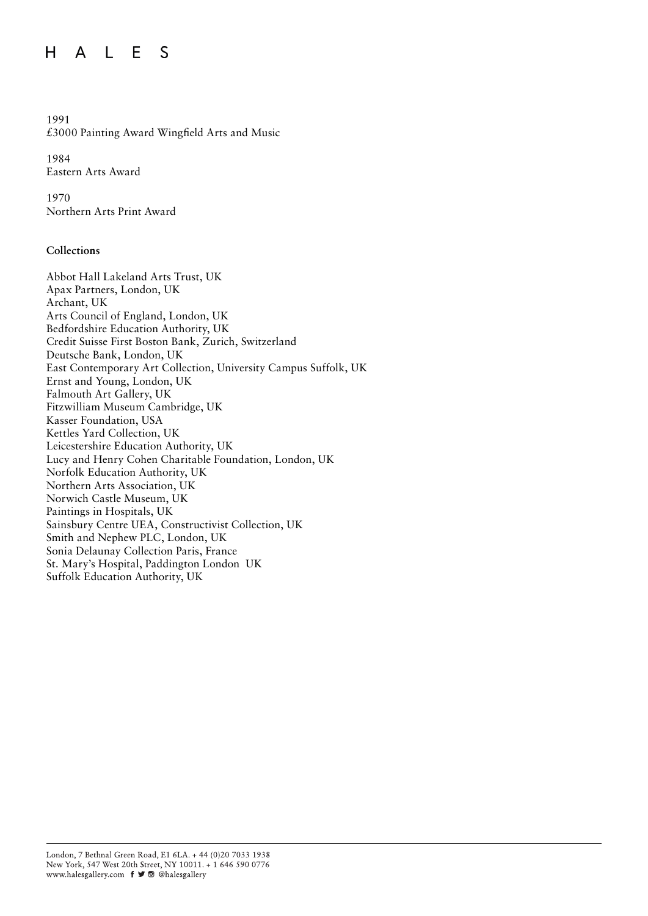1991
£3000 Painting Award Wingfield Arts and Music

1984
Eastern Arts Award

1970
Northern Arts Print Award

**Collections**

Abbot Hall Lakeland Arts Trust, UK
Apax Partners, London, UK
Archant, UK
Arts Council of England, London, UK
Bedfordshire Education Authority, UK
Credit Suisse First Boston Bank, Zurich, Switzerland
Deutsche Bank, London, UK
East Contemporary Art Collection, University Campus Suffolk, UK
Ernst and Young, London, UK
Falmouth Art Gallery, UK
Fitzwilliam Museum Cambridge, UK
Kasser Foundation, USA
Kettles Yard Collection, UK
Leicestershire Education Authority, UK
Lucy and Henry Cohen Charitable Foundation, London, UK
Norfolk Education Authority, UK
Northern Arts Association, UK
Norwich Castle Museum, UK
Paintings in Hospitals, UK
Sainsbury Centre UEA, Constructivist Collection, UK
Smith and Nephew PLC, London, UK
Sonia Delaunay Collection Paris, France
St. Mary's Hospital, Paddington London UK
Suffolk Education Authority, UK